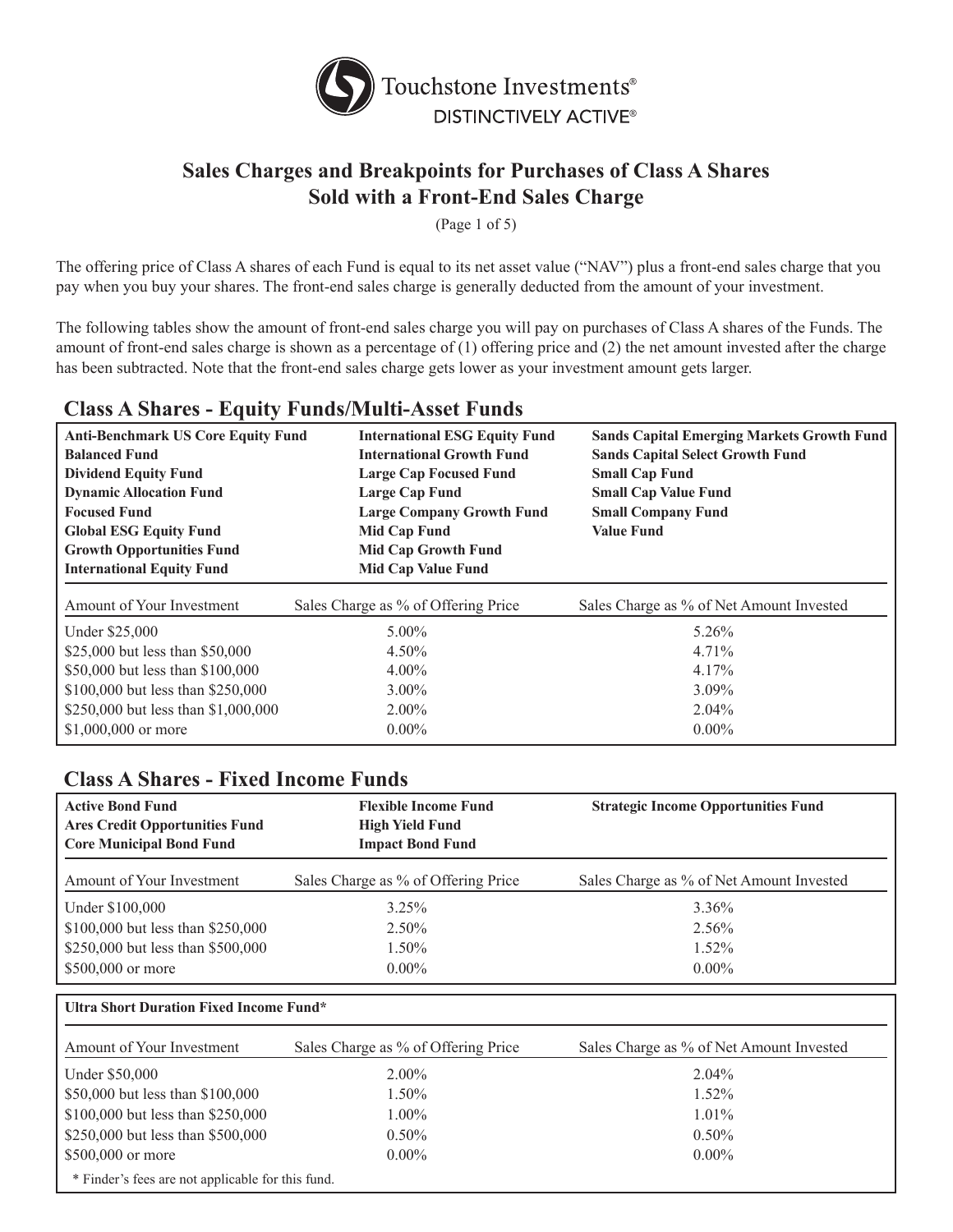Touchstone Investments®
DISTINCTIVELY ACTIVE®

# Sales Charges and Breakpoints for Purchases of Class A Shares Sold with a Front-End Sales Charge

(Page 1 of 5)

The offering price of Class A shares of each Fund is equal to its net asset value ("NAV") plus a front-end sales charge that you pay when you buy your shares. The front-end sales charge is generally deducted from the amount of your investment.

The following tables show the amount of front-end sales charge you will pay on purchases of Class A shares of the Funds. The amount of front-end sales charge is shown as a percentage of (1) offering price and (2) the net amount invested after the charge has been subtracted. Note that the front-end sales charge gets lower as your investment amount gets larger.

## Class A Shares - Equity Funds/Multi-Asset Funds

**Anti-Benchmark US Core Equity Fund**
**Balanced Fund**
**Dividend Equity Fund**
**Dynamic Allocation Fund**
**Focused Fund**
**Global ESG Equity Fund**
**Growth Opportunities Fund**
**International Equity Fund**
**International ESG Equity Fund**
**International Growth Fund**
**Large Cap Focused Fund**
**Large Cap Fund**
**Large Company Growth Fund**
**Mid Cap Fund**
**Mid Cap Growth Fund**
**Mid Cap Value Fund**
**Sands Capital Emerging Markets Growth Fund**
**Sands Capital Select Growth Fund**
**Small Cap Fund**
**Small Cap Value Fund**
**Small Company Fund**
**Value Fund**

| Amount of Your Investment | Sales Charge as % of Offering Price | Sales Charge as % of Net Amount Invested |
|---|---|---|
| Under $25,000 | 5.00% | 5.26% |
| $25,000 but less than $50,000 | 4.50% | 4.71% |
| $50,000 but less than $100,000 | 4.00% | 4.17% |
| $100,000 but less than $250,000 | 3.00% | 3.09% |
| $250,000 but less than $1,000,000 | 2.00% | 2.04% |
| $1,000,000 or more | 0.00% | 0.00% |

## Class A Shares - Fixed Income Funds

**Active Bond Fund**
**Ares Credit Opportunities Fund**
**Core Municipal Bond Fund**
**Flexible Income Fund**
**High Yield Fund**
**Impact Bond Fund**
**Strategic Income Opportunities Fund**

| Amount of Your Investment | Sales Charge as % of Offering Price | Sales Charge as % of Net Amount Invested |
|---|---|---|
| Under $100,000 | 3.25% | 3.36% |
| $100,000 but less than $250,000 | 2.50% | 2.56% |
| $250,000 but less than $500,000 | 1.50% | 1.52% |
| $500,000 or more | 0.00% | 0.00% |

**Ultra Short Duration Fixed Income Fund***

| Amount of Your Investment | Sales Charge as % of Offering Price | Sales Charge as % of Net Amount Invested |
|---|---|---|
| Under $50,000 | 2.00% | 2.04% |
| $50,000 but less than $100,000 | 1.50% | 1.52% |
| $100,000 but less than $250,000 | 1.00% | 1.01% |
| $250,000 but less than $500,000 | 0.50% | 0.50% |
| $500,000 or more | 0.00% | 0.00% |

* Finder's fees are not applicable for this fund.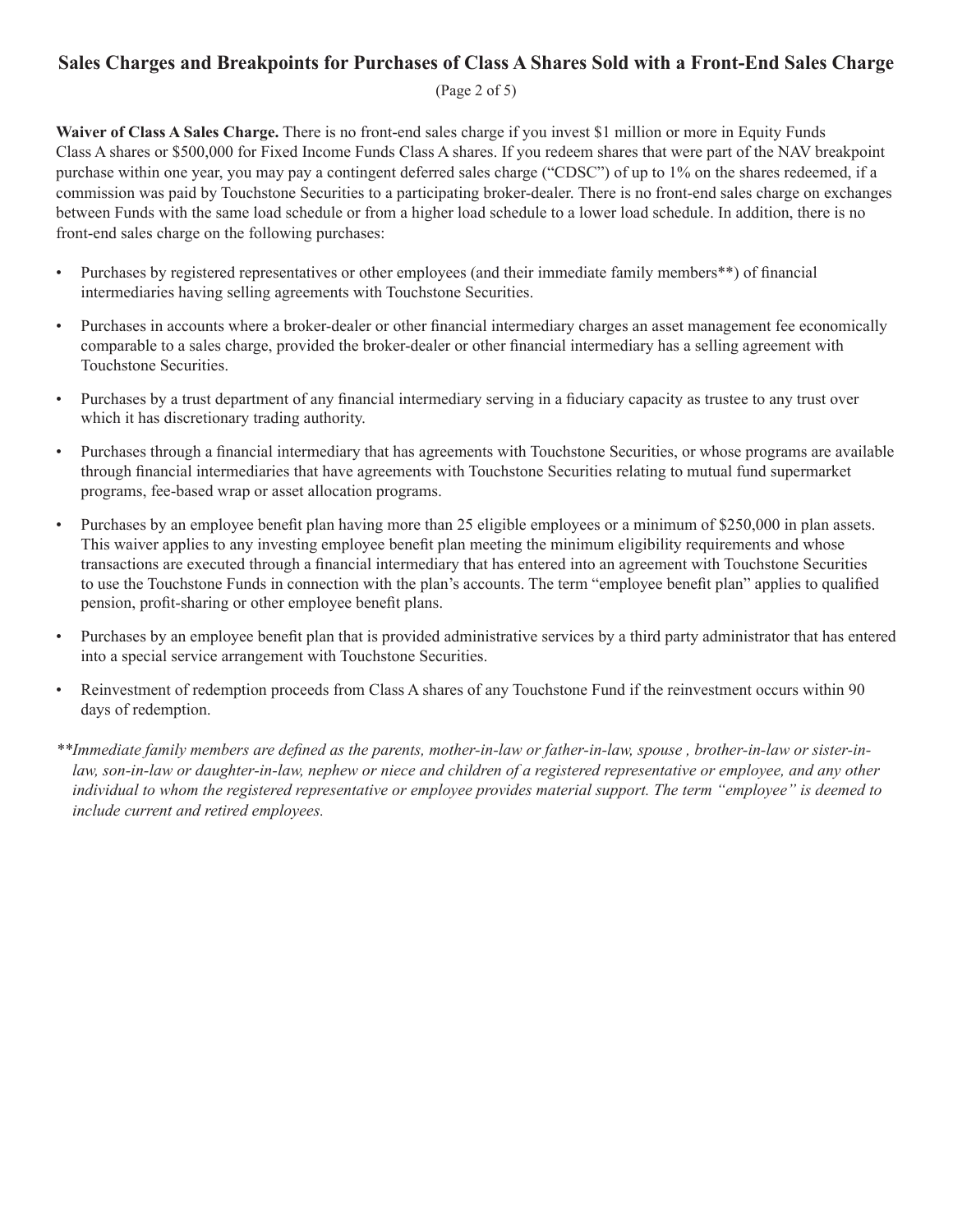## Sales Charges and Breakpoints for Purchases of Class A Shares Sold with a Front-End Sales Charge

**Waiver of Class A Sales Charge.** There is no front-end sales charge if you invest $1 million or more in Equity Funds Class A shares or $500,000 for Fixed Income Funds Class A shares. If you redeem shares that were part of the NAV breakpoint purchase within one year, you may pay a contingent deferred sales charge ("CDSC") of up to 1% on the shares redeemed, if a commission was paid by Touchstone Securities to a participating broker-dealer. There is no front-end sales charge on exchanges between Funds with the same load schedule or from a higher load schedule to a lower load schedule. In addition, there is no front-end sales charge on the following purchases:

- Purchases by registered representatives or other employees (and their immediate family members**) of financial intermediaries having selling agreements with Touchstone Securities.
- Purchases in accounts where a broker-dealer or other financial intermediary charges an asset management fee economically comparable to a sales charge, provided the broker-dealer or other financial intermediary has a selling agreement with Touchstone Securities.
- Purchases by a trust department of any financial intermediary serving in a fiduciary capacity as trustee to any trust over which it has discretionary trading authority.
- Purchases through a financial intermediary that has agreements with Touchstone Securities, or whose programs are available through financial intermediaries that have agreements with Touchstone Securities relating to mutual fund supermarket programs, fee-based wrap or asset allocation programs.
- Purchases by an employee benefit plan having more than 25 eligible employees or a minimum of $250,000 in plan assets. This waiver applies to any investing employee benefit plan meeting the minimum eligibility requirements and whose transactions are executed through a financial intermediary that has entered into an agreement with Touchstone Securities to use the Touchstone Funds in connection with the plan's accounts. The term "employee benefit plan" applies to qualified pension, profit-sharing or other employee benefit plans.
- Purchases by an employee benefit plan that is provided administrative services by a third party administrator that has entered into a special service arrangement with Touchstone Securities.
- Reinvestment of redemption proceeds from Class A shares of any Touchstone Fund if the reinvestment occurs within 90 days of redemption.

*\*\*Immediate family members are defined as the parents, mother-in-law or father-in-law, spouse , brother-in-law or sister-in-law, son-in-law or daughter-in-law, nephew or niece and children of a registered representative or employee, and any other individual to whom the registered representative or employee provides material support. The term "employee" is deemed to include current and retired employees.*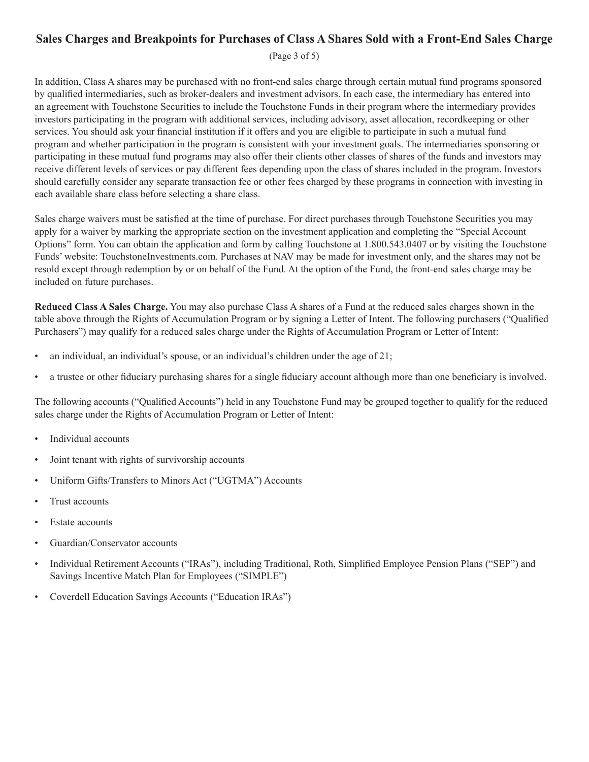## Sales Charges and Breakpoints for Purchases of Class A Shares Sold with a Front-End Sales Charge

In addition, Class A shares may be purchased with no front-end sales charge through certain mutual fund programs sponsored by qualified intermediaries, such as broker-dealers and investment advisors. In each case, the intermediary has entered into an agreement with Touchstone Securities to include the Touchstone Funds in their program where the intermediary provides investors participating in the program with additional services, including advisory, asset allocation, recordkeeping or other services. You should ask your financial institution if it offers and you are eligible to participate in such a mutual fund program and whether participation in the program is consistent with your investment goals. The intermediaries sponsoring or participating in these mutual fund programs may also offer their clients other classes of shares of the funds and investors may receive different levels of services or pay different fees depending upon the class of shares included in the program. Investors should carefully consider any separate transaction fee or other fees charged by these programs in connection with investing in each available share class before selecting a share class.

Sales charge waivers must be satisfied at the time of purchase. For direct purchases through Touchstone Securities you may apply for a waiver by marking the appropriate section on the investment application and completing the "Special Account Options" form. You can obtain the application and form by calling Touchstone at 1.800.543.0407 or by visiting the Touchstone Funds' website: TouchstoneInvestments.com. Purchases at NAV may be made for investment only, and the shares may not be resold except through redemption by or on behalf of the Fund. At the option of the Fund, the front-end sales charge may be included on future purchases.

**Reduced Class A Sales Charge.** You may also purchase Class A shares of a Fund at the reduced sales charges shown in the table above through the Rights of Accumulation Program or by signing a Letter of Intent. The following purchasers ("Qualified Purchasers") may qualify for a reduced sales charge under the Rights of Accumulation Program or Letter of Intent:

- an individual, an individual's spouse, or an individual's children under the age of 21;
- a trustee or other fiduciary purchasing shares for a single fiduciary account although more than one beneficiary is involved.

The following accounts ("Qualified Accounts") held in any Touchstone Fund may be grouped together to qualify for the reduced sales charge under the Rights of Accumulation Program or Letter of Intent:

- Individual accounts
- Joint tenant with rights of survivorship accounts
- Uniform Gifts/Transfers to Minors Act ("UGTMA") Accounts
- Trust accounts
- Estate accounts
- Guardian/Conservator accounts
- Individual Retirement Accounts ("IRAs"), including Traditional, Roth, Simplified Employee Pension Plans ("SEP") and Savings Incentive Match Plan for Employees ("SIMPLE")
- Coverdell Education Savings Accounts ("Education IRAs")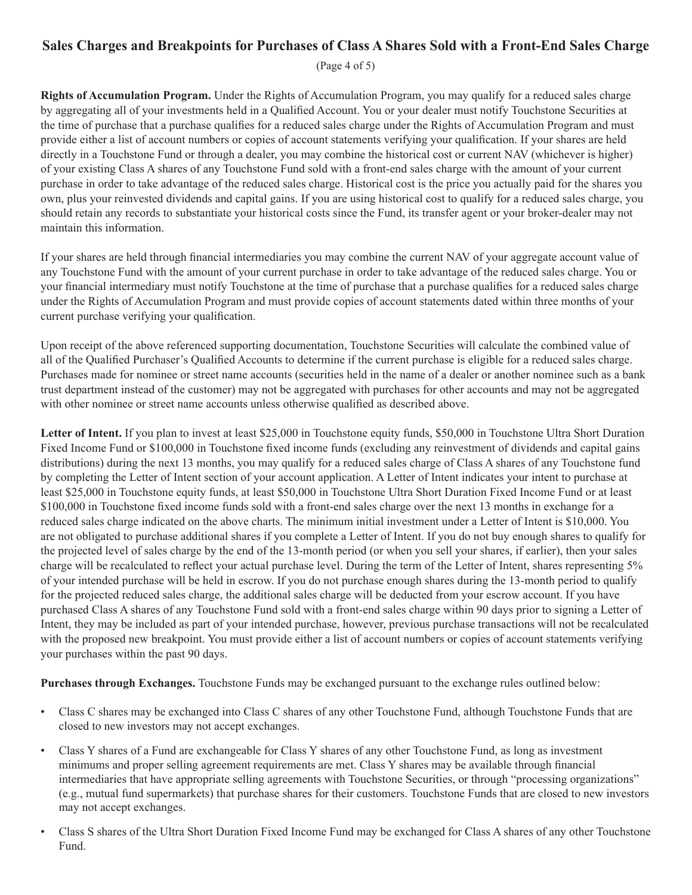## Sales Charges and Breakpoints for Purchases of Class A Shares Sold with a Front-End Sales Charge

(Page 4 of 5)

**Rights of Accumulation Program.** Under the Rights of Accumulation Program, you may qualify for a reduced sales charge by aggregating all of your investments held in a Qualified Account. You or your dealer must notify Touchstone Securities at the time of purchase that a purchase qualifies for a reduced sales charge under the Rights of Accumulation Program and must provide either a list of account numbers or copies of account statements verifying your qualification. If your shares are held directly in a Touchstone Fund or through a dealer, you may combine the historical cost or current NAV (whichever is higher) of your existing Class A shares of any Touchstone Fund sold with a front-end sales charge with the amount of your current purchase in order to take advantage of the reduced sales charge. Historical cost is the price you actually paid for the shares you own, plus your reinvested dividends and capital gains. If you are using historical cost to qualify for a reduced sales charge, you should retain any records to substantiate your historical costs since the Fund, its transfer agent or your broker-dealer may not maintain this information.

If your shares are held through financial intermediaries you may combine the current NAV of your aggregate account value of any Touchstone Fund with the amount of your current purchase in order to take advantage of the reduced sales charge. You or your financial intermediary must notify Touchstone at the time of purchase that a purchase qualifies for a reduced sales charge under the Rights of Accumulation Program and must provide copies of account statements dated within three months of your current purchase verifying your qualification.

Upon receipt of the above referenced supporting documentation, Touchstone Securities will calculate the combined value of all of the Qualified Purchaser's Qualified Accounts to determine if the current purchase is eligible for a reduced sales charge. Purchases made for nominee or street name accounts (securities held in the name of a dealer or another nominee such as a bank trust department instead of the customer) may not be aggregated with purchases for other accounts and may not be aggregated with other nominee or street name accounts unless otherwise qualified as described above.

**Letter of Intent.** If you plan to invest at least $25,000 in Touchstone equity funds, $50,000 in Touchstone Ultra Short Duration Fixed Income Fund or $100,000 in Touchstone fixed income funds (excluding any reinvestment of dividends and capital gains distributions) during the next 13 months, you may qualify for a reduced sales charge of Class A shares of any Touchstone fund by completing the Letter of Intent section of your account application. A Letter of Intent indicates your intent to purchase at least $25,000 in Touchstone equity funds, at least $50,000 in Touchstone Ultra Short Duration Fixed Income Fund or at least $100,000 in Touchstone fixed income funds sold with a front-end sales charge over the next 13 months in exchange for a reduced sales charge indicated on the above charts. The minimum initial investment under a Letter of Intent is $10,000. You are not obligated to purchase additional shares if you complete a Letter of Intent. If you do not buy enough shares to qualify for the projected level of sales charge by the end of the 13-month period (or when you sell your shares, if earlier), then your sales charge will be recalculated to reflect your actual purchase level. During the term of the Letter of Intent, shares representing 5% of your intended purchase will be held in escrow. If you do not purchase enough shares during the 13-month period to qualify for the projected reduced sales charge, the additional sales charge will be deducted from your escrow account. If you have purchased Class A shares of any Touchstone Fund sold with a front-end sales charge within 90 days prior to signing a Letter of Intent, they may be included as part of your intended purchase, however, previous purchase transactions will not be recalculated with the proposed new breakpoint. You must provide either a list of account numbers or copies of account statements verifying your purchases within the past 90 days.

**Purchases through Exchanges.** Touchstone Funds may be exchanged pursuant to the exchange rules outlined below:

- Class C shares may be exchanged into Class C shares of any other Touchstone Fund, although Touchstone Funds that are closed to new investors may not accept exchanges.
- Class Y shares of a Fund are exchangeable for Class Y shares of any other Touchstone Fund, as long as investment minimums and proper selling agreement requirements are met. Class Y shares may be available through financial intermediaries that have appropriate selling agreements with Touchstone Securities, or through "processing organizations" (e.g., mutual fund supermarkets) that purchase shares for their customers. Touchstone Funds that are closed to new investors may not accept exchanges.
- Class S shares of the Ultra Short Duration Fixed Income Fund may be exchanged for Class A shares of any other Touchstone Fund.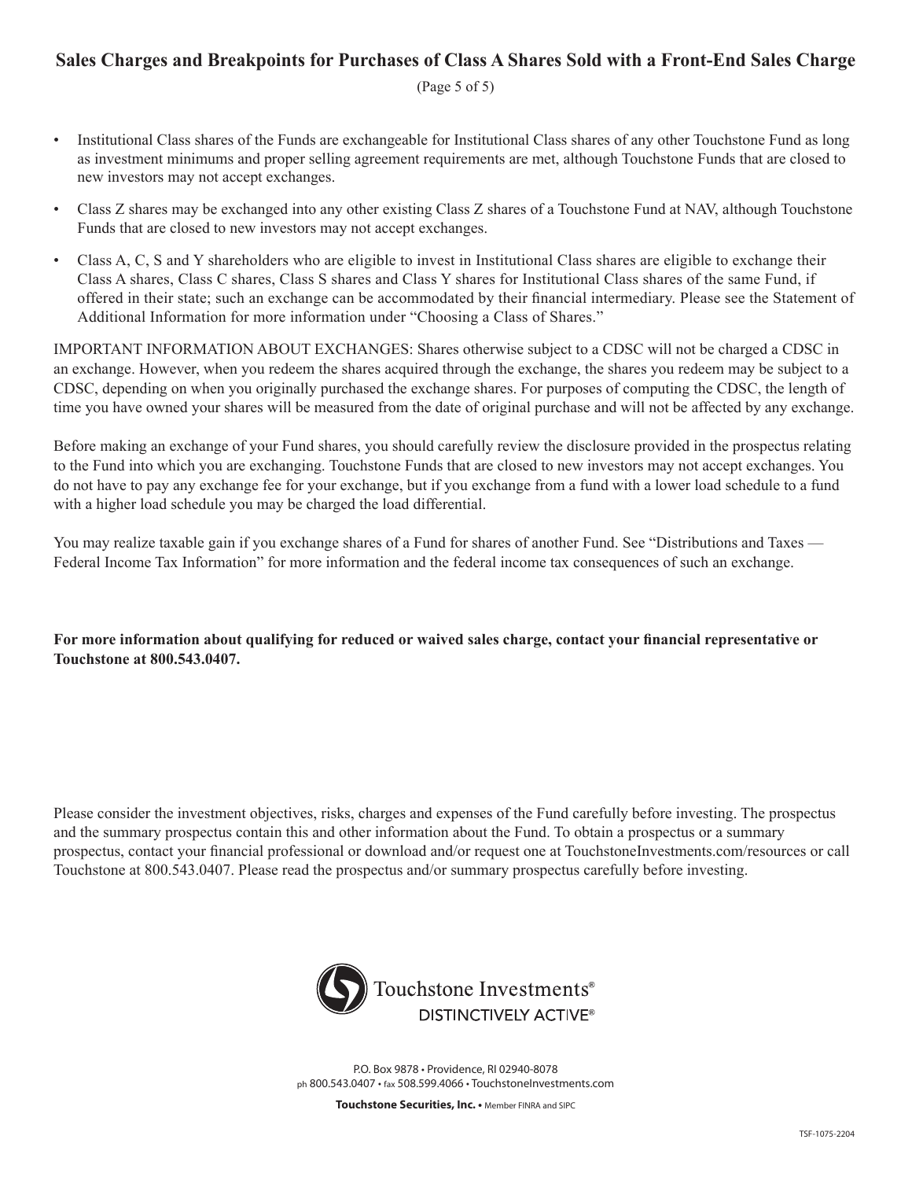**Sales Charges and Breakpoints for Purchases of Class A Shares Sold with a Front-End Sales Charge**

- Institutional Class shares of the Funds are exchangeable for Institutional Class shares of any other Touchstone Fund as long as investment minimums and proper selling agreement requirements are met, although Touchstone Funds that are closed to new investors may not accept exchanges.
- Class Z shares may be exchanged into any other existing Class Z shares of a Touchstone Fund at NAV, although Touchstone Funds that are closed to new investors may not accept exchanges.
- Class A, C, S and Y shareholders who are eligible to invest in Institutional Class shares are eligible to exchange their Class A shares, Class C shares, Class S shares and Class Y shares for Institutional Class shares of the same Fund, if offered in their state; such an exchange can be accommodated by their financial intermediary. Please see the Statement of Additional Information for more information under "Choosing a Class of Shares."

IMPORTANT INFORMATION ABOUT EXCHANGES: Shares otherwise subject to a CDSC will not be charged a CDSC in an exchange. However, when you redeem the shares acquired through the exchange, the shares you redeem may be subject to a CDSC, depending on when you originally purchased the exchange shares. For purposes of computing the CDSC, the length of time you have owned your shares will be measured from the date of original purchase and will not be affected by any exchange.

Before making an exchange of your Fund shares, you should carefully review the disclosure provided in the prospectus relating to the Fund into which you are exchanging. Touchstone Funds that are closed to new investors may not accept exchanges. You do not have to pay any exchange fee for your exchange, but if you exchange from a fund with a lower load schedule to a fund with a higher load schedule you may be charged the load differential.

You may realize taxable gain if you exchange shares of a Fund for shares of another Fund. See "Distributions and Taxes — Federal Income Tax Information" for more information and the federal income tax consequences of such an exchange.

**For more information about qualifying for reduced or waived sales charge, contact your financial representative or Touchstone at 800.543.0407.**

Please consider the investment objectives, risks, charges and expenses of the Fund carefully before investing. The prospectus and the summary prospectus contain this and other information about the Fund. To obtain a prospectus or a summary prospectus, contact your financial professional or download and/or request one at TouchstoneInvestments.com/resources or call Touchstone at 800.543.0407. Please read the prospectus and/or summary prospectus carefully before investing.

Touchstone Investments®
DISTINCTIVELY ACTIVE®

P.O. Box 9878 • Providence, RI 02940-8078
ph 800.543.0407 • fax 508.599.4066 • TouchstoneInvestments.com

**Touchstone Securities, Inc.** • Member FINRA and SIPC

TSF-1075-2204